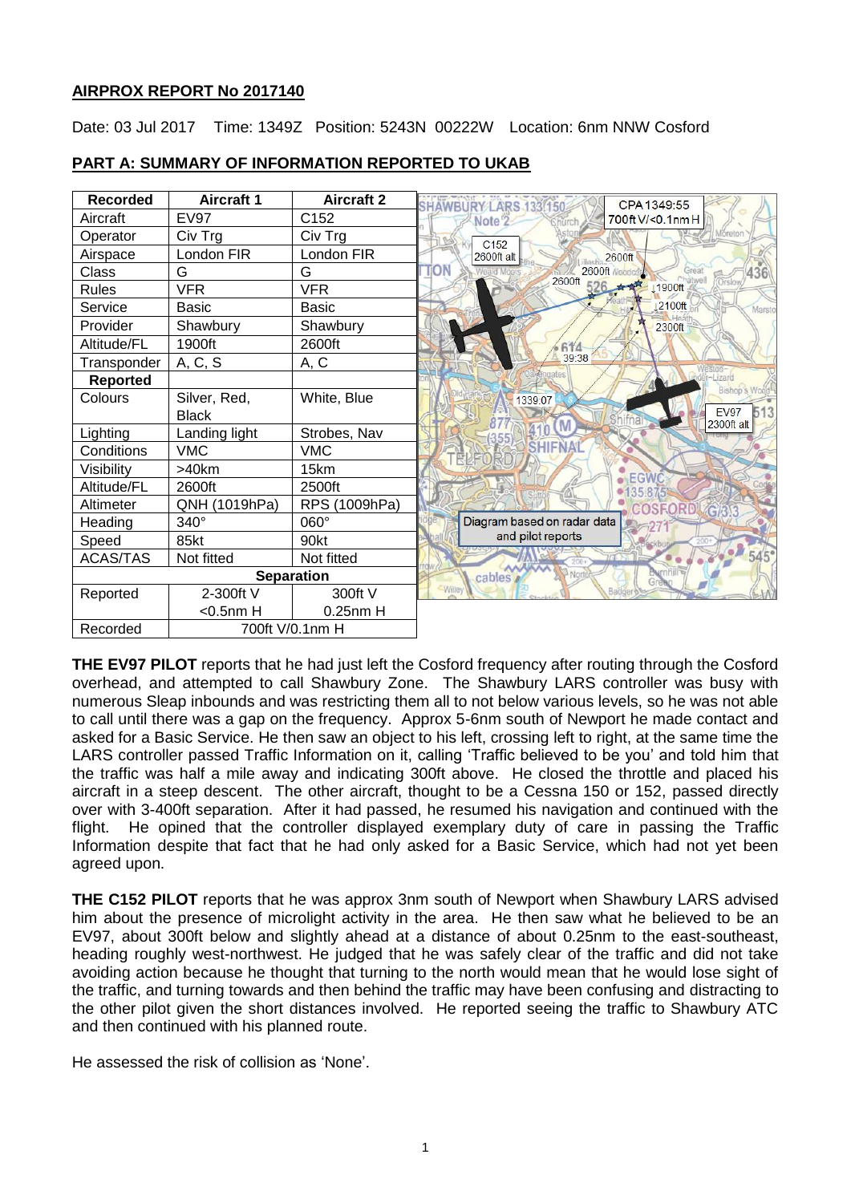**AIRPROX REPORT No 2017140**

Date: 03 Jul 2017 Time: 1349Z Position: 5243N 00222W Location: 6nm NNW Cosford

**PART A: SUMMARY OF INFORMATION REPORTED TO UKAB**

| Recorded | Aircraft 1 | Aircraft 2 |
|---|---|---|
| Aircraft | EV97 | C152 |
| Operator | Civ Trg | Civ Trg |
| Airspace | London FIR | London FIR |
| Class | G | G |
| Rules | VFR | VFR |
| Service | Basic | Basic |
| Provider | Shawbury | Shawbury |
| Altitude/FL | 1900ft | 2600ft |
| Transponder | A, C, S | A, C |
| **Reported** | | |
| Colours | Silver, Red, Black | White, Blue |
| Lighting | Landing light | Strobes, Nav |
| Conditions | VMC | VMC |
| Visibility | >40km | 15km |
| Altitude/FL | 2600ft | 2500ft |
| Altimeter | QNH (1019hPa) | RPS (1009hPa) |
| Heading | 340° | 060° |
| Speed | 85kt | 90kt |
| ACAS/TAS | Not fitted | Not fitted |
| **Separation** | | |
| Reported | 2-300ft V <0.5nm H | 300ft V 0.25nm H |
| Recorded | 700ft V/0.1nm H | |

SHAWBURY LARS 133.150

CPA 1349:55
700ft V/<0.1nm H

C152
2600ft alt

2600ft
2600ft
2600ft
1900ft
2100ft
2300ft

39:38

1339:07

EV97
2300ft alt

Diagram based on radar data and pilot reports

**THE EV97 PILOT** reports that he had just left the Cosford frequency after routing through the Cosford overhead, and attempted to call Shawbury Zone. The Shawbury LARS controller was busy with numerous Sleap inbounds and was restricting them all to not below various levels, so he was not able to call until there was a gap on the frequency. Approx 5-6nm south of Newport he made contact and asked for a Basic Service. He then saw an object to his left, crossing left to right, at the same time the LARS controller passed Traffic Information on it, calling 'Traffic believed to be you' and told him that the traffic was half a mile away and indicating 300ft above. He closed the throttle and placed his aircraft in a steep descent. The other aircraft, thought to be a Cessna 150 or 152, passed directly over with 3-400ft separation. After it had passed, he resumed his navigation and continued with the flight. He opined that the controller displayed exemplary duty of care in passing the Traffic Information despite that fact that he had only asked for a Basic Service, which had not yet been agreed upon.

**THE C152 PILOT** reports that he was approx 3nm south of Newport when Shawbury LARS advised him about the presence of microlight activity in the area. He then saw what he believed to be an EV97, about 300ft below and slightly ahead at a distance of about 0.25nm to the east-southeast, heading roughly west-northwest. He judged that he was safely clear of the traffic and did not take avoiding action because he thought that turning to the north would mean that he would lose sight of the traffic, and turning towards and then behind the traffic may have been confusing and distracting to the other pilot given the short distances involved. He reported seeing the traffic to Shawbury ATC and then continued with his planned route.

He assessed the risk of collision as 'None'.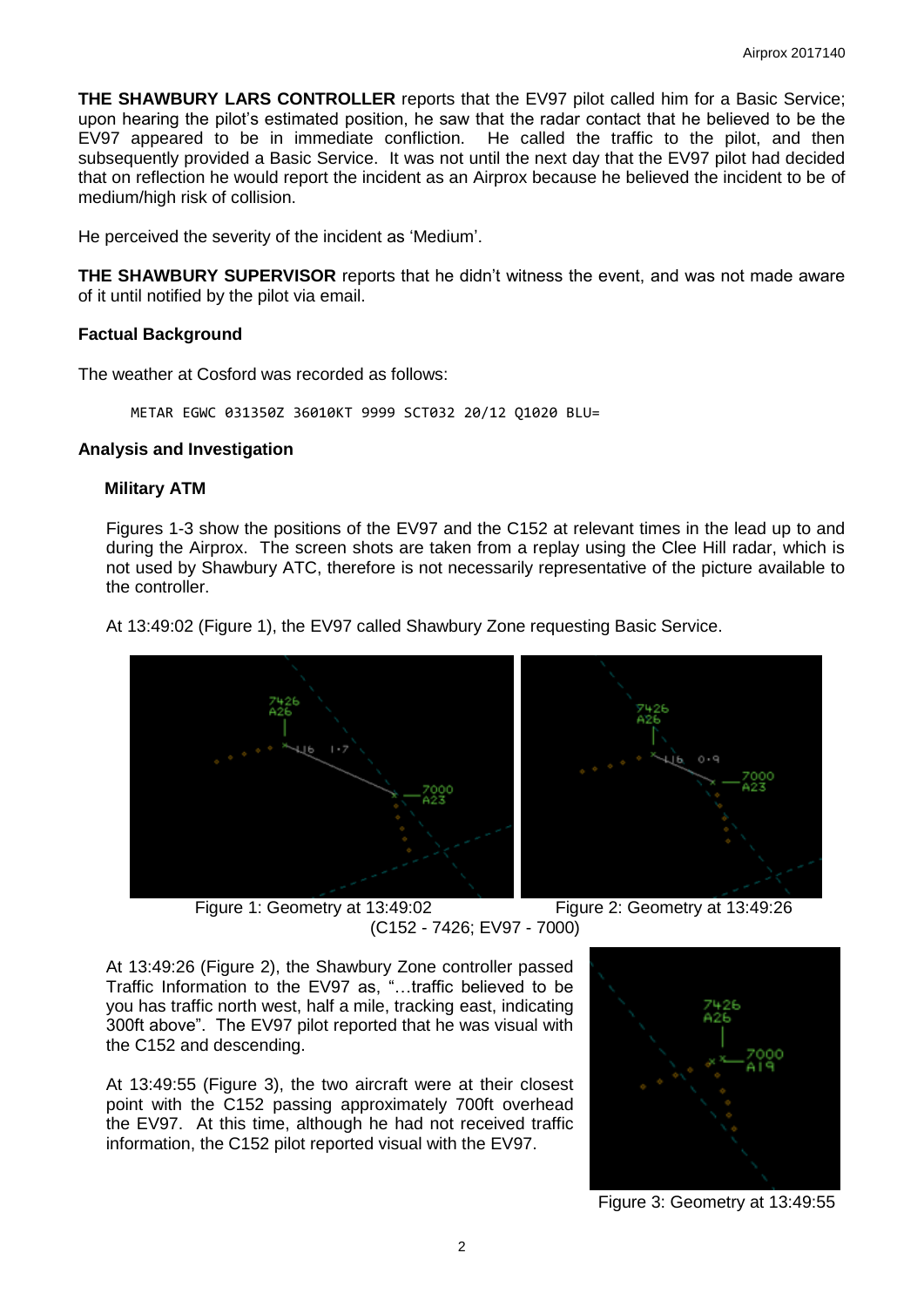**THE SHAWBURY LARS CONTROLLER** reports that the EV97 pilot called him for a Basic Service; upon hearing the pilot's estimated position, he saw that the radar contact that he believed to be the EV97 appeared to be in immediate confliction. He called the traffic to the pilot, and then subsequently provided a Basic Service. It was not until the next day that the EV97 pilot had decided that on reflection he would report the incident as an Airprox because he believed the incident to be of medium/high risk of collision.

He perceived the severity of the incident as 'Medium'.

**THE SHAWBURY SUPERVISOR** reports that he didn't witness the event, and was not made aware of it until notified by the pilot via email.

### Factual Background

The weather at Cosford was recorded as follows:

```
METAR EGWC 031350Z 36010KT 9999 SCT032 20/12 Q1020 BLU=
```

### Analysis and Investigation

#### Military ATM

Figures 1-3 show the positions of the EV97 and the C152 at relevant times in the lead up to and during the Airprox. The screen shots are taken from a replay using the Clee Hill radar, which is not used by Shawbury ATC, therefore is not necessarily representative of the picture available to the controller.

At 13:49:02 (Figure 1), the EV97 called Shawbury Zone requesting Basic Service.

7426
A26
116 1·7
7000
A23

Figure 1: Geometry at 13:49:02

7426
A26
116 0·9
7000
A23

Figure 2: Geometry at 13:49:26

(C152 - 7426; EV97 - 7000)

At 13:49:26 (Figure 2), the Shawbury Zone controller passed Traffic Information to the EV97 as, "…traffic believed to be you has traffic north west, half a mile, tracking east, indicating 300ft above". The EV97 pilot reported that he was visual with the C152 and descending.

At 13:49:55 (Figure 3), the two aircraft were at their closest point with the C152 passing approximately 700ft overhead the EV97. At this time, although he had not received traffic information, the C152 pilot reported visual with the EV97.

7426
A26
7000
A19

Figure 3: Geometry at 13:49:55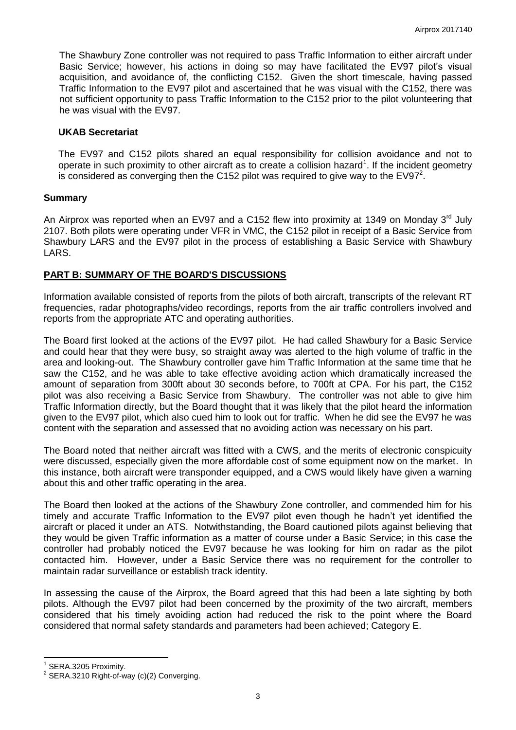The Shawbury Zone controller was not required to pass Traffic Information to either aircraft under Basic Service; however, his actions in doing so may have facilitated the EV97 pilot's visual acquisition, and avoidance of, the conflicting C152. Given the short timescale, having passed Traffic Information to the EV97 pilot and ascertained that he was visual with the C152, there was not sufficient opportunity to pass Traffic Information to the C152 prior to the pilot volunteering that he was visual with the EV97.

### UKAB Secretariat

The EV97 and C152 pilots shared an equal responsibility for collision avoidance and not to operate in such proximity to other aircraft as to create a collision hazard[1]. If the incident geometry is considered as converging then the C152 pilot was required to give way to the EV97[2].

## Summary

An Airprox was reported when an EV97 and a C152 flew into proximity at 1349 on Monday 3rd July 2107. Both pilots were operating under VFR in VMC, the C152 pilot in receipt of a Basic Service from Shawbury LARS and the EV97 pilot in the process of establishing a Basic Service with Shawbury LARS.

## PART B: SUMMARY OF THE BOARD'S DISCUSSIONS

Information available consisted of reports from the pilots of both aircraft, transcripts of the relevant RT frequencies, radar photographs/video recordings, reports from the air traffic controllers involved and reports from the appropriate ATC and operating authorities.

The Board first looked at the actions of the EV97 pilot. He had called Shawbury for a Basic Service and could hear that they were busy, so straight away was alerted to the high volume of traffic in the area and looking-out. The Shawbury controller gave him Traffic Information at the same time that he saw the C152, and he was able to take effective avoiding action which dramatically increased the amount of separation from 300ft about 30 seconds before, to 700ft at CPA. For his part, the C152 pilot was also receiving a Basic Service from Shawbury. The controller was not able to give him Traffic Information directly, but the Board thought that it was likely that the pilot heard the information given to the EV97 pilot, which also cued him to look out for traffic. When he did see the EV97 he was content with the separation and assessed that no avoiding action was necessary on his part.

The Board noted that neither aircraft was fitted with a CWS, and the merits of electronic conspicuity were discussed, especially given the more affordable cost of some equipment now on the market. In this instance, both aircraft were transponder equipped, and a CWS would likely have given a warning about this and other traffic operating in the area.

The Board then looked at the actions of the Shawbury Zone controller, and commended him for his timely and accurate Traffic Information to the EV97 pilot even though he hadn't yet identified the aircraft or placed it under an ATS. Notwithstanding, the Board cautioned pilots against believing that they would be given Traffic information as a matter of course under a Basic Service; in this case the controller had probably noticed the EV97 because he was looking for him on radar as the pilot contacted him. However, under a Basic Service there was no requirement for the controller to maintain radar surveillance or establish track identity.

In assessing the cause of the Airprox, the Board agreed that this had been a late sighting by both pilots. Although the EV97 pilot had been concerned by the proximity of the two aircraft, members considered that his timely avoiding action had reduced the risk to the point where the Board considered that normal safety standards and parameters had been achieved; Category E.

---

[1] SERA.3205 Proximity.

[2] SERA.3210 Right-of-way (c)(2) Converging.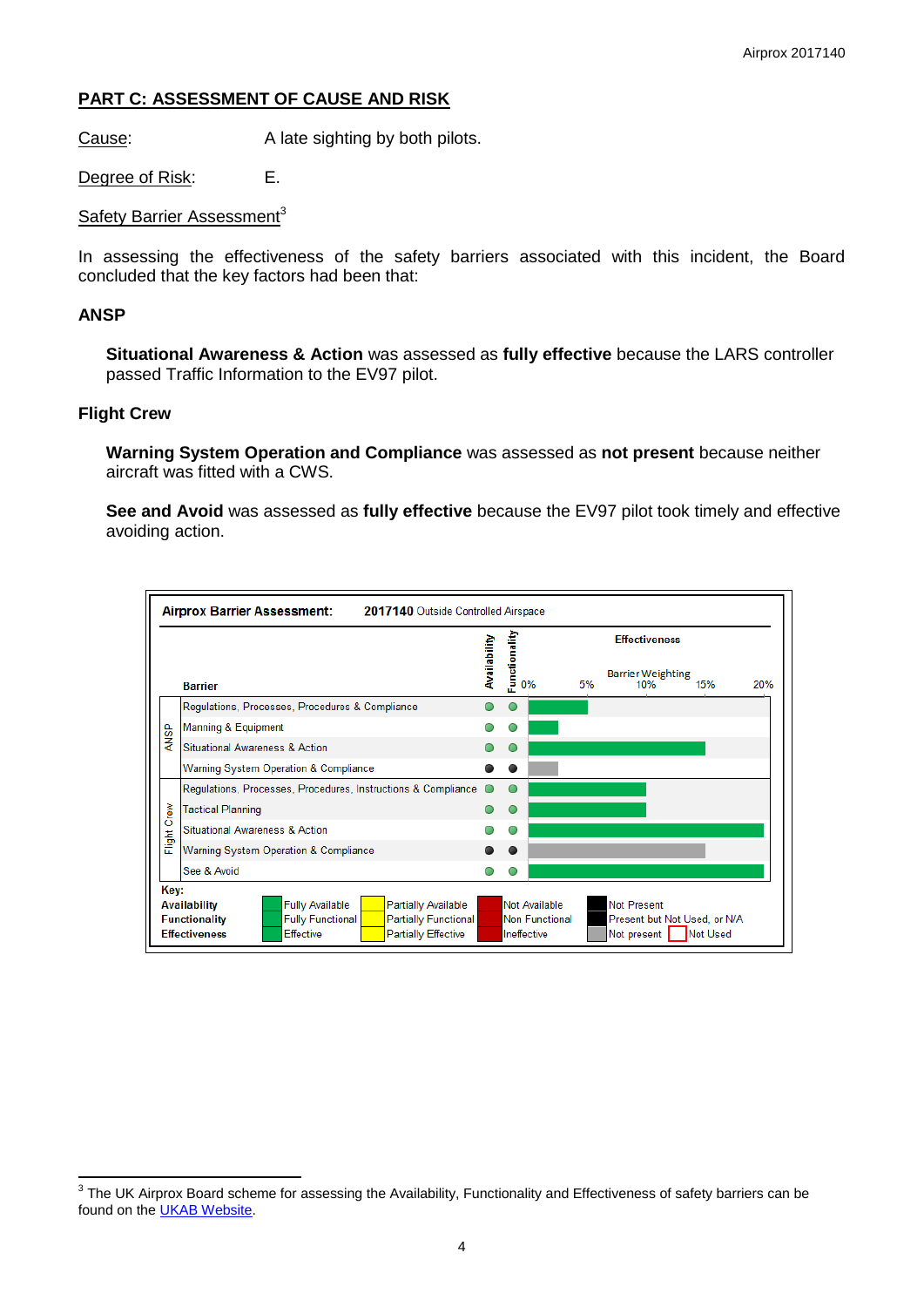## PART C: ASSESSMENT OF CAUSE AND RISK

Cause: A late sighting by both pilots.

Degree of Risk: E.

Safety Barrier Assessment[3]

In assessing the effectiveness of the safety barriers associated with this incident, the Board concluded that the key factors had been that:

### ANSP

**Situational Awareness & Action** was assessed as **fully effective** because the LARS controller passed Traffic Information to the EV97 pilot.

### Flight Crew

**Warning System Operation and Compliance** was assessed as **not present** because neither aircraft was fitted with a CWS.

**See and Avoid** was assessed as **fully effective** because the EV97 pilot took timely and effective avoiding action.

Airprox Barrier Assessment: 2017140 Outside Controlled Airspace

Barrier
Availability
Functionality
Effectiveness
Barrier Weighting
0% 5% 10% 15% 20%

ANSP
Regulations, Processes, Procedures & Compliance
Manning & Equipment
Situational Awareness & Action
Warning System Operation & Compliance

Flight Crew
Regulations, Processes, Procedures, Instructions & Compliance
Tactical Planning
Situational Awareness & Action
Warning System Operation & Compliance
See & Avoid

Key:
Availability: Fully Available / Partially Available / Not Available / Not Present
Functionality: Fully Functional / Partially Functional / Non Functional / Present but Not Used, or N/A
Effectiveness: Effective / Partially Effective / Ineffective / Not present / Not Used

---

[3] The UK Airprox Board scheme for assessing the Availability, Functionality and Effectiveness of safety barriers can be found on the UKAB Website.